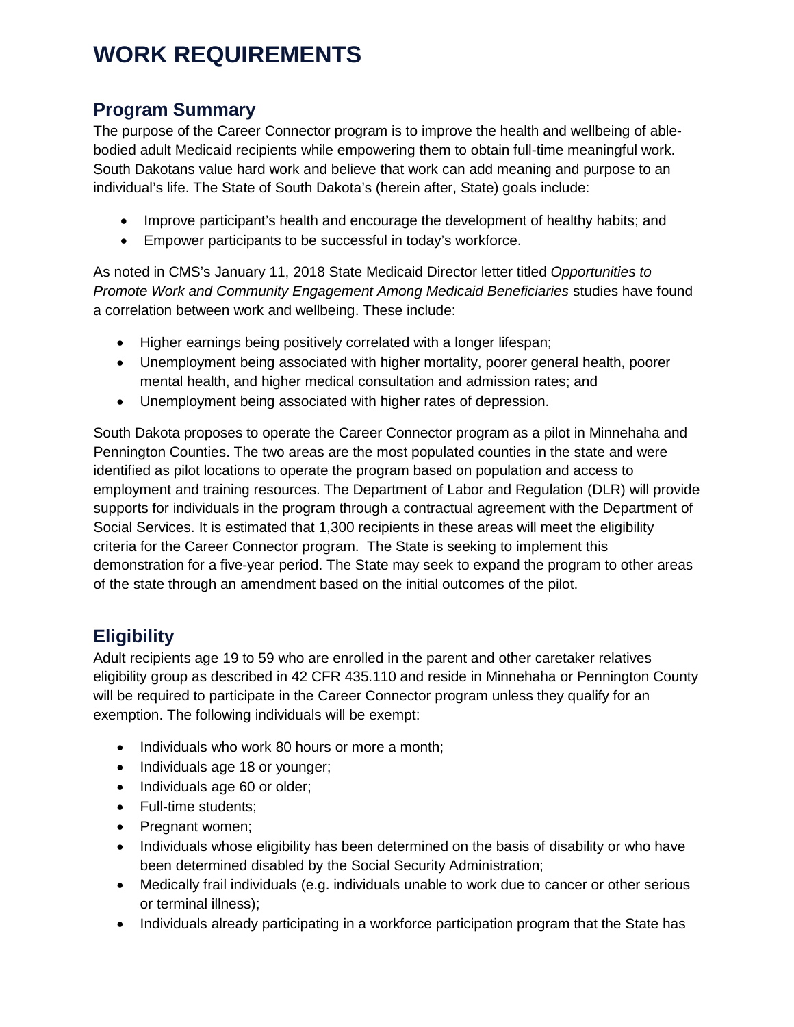# WORK REQUIREMENTS

## Program Summary

The purpose of the Career Connector program is to improve the health and wellbeing of able-bodied adult Medicaid recipients while empowering them to obtain full-time meaningful work. South Dakotans value hard work and believe that work can add meaning and purpose to an individual's life. The State of South Dakota's (herein after, State) goals include:

- Improve participant's health and encourage the development of healthy habits; and
- Empower participants to be successful in today's workforce.

As noted in CMS's January 11, 2018 State Medicaid Director letter titled *Opportunities to Promote Work and Community Engagement Among Medicaid Beneficiaries* studies have found a correlation between work and wellbeing. These include:

- Higher earnings being positively correlated with a longer lifespan;
- Unemployment being associated with higher mortality, poorer general health, poorer mental health, and higher medical consultation and admission rates; and
- Unemployment being associated with higher rates of depression.

South Dakota proposes to operate the Career Connector program as a pilot in Minnehaha and Pennington Counties. The two areas are the most populated counties in the state and were identified as pilot locations to operate the program based on population and access to employment and training resources. The Department of Labor and Regulation (DLR) will provide supports for individuals in the program through a contractual agreement with the Department of Social Services. It is estimated that 1,300 recipients in these areas will meet the eligibility criteria for the Career Connector program. The State is seeking to implement this demonstration for a five-year period. The State may seek to expand the program to other areas of the state through an amendment based on the initial outcomes of the pilot.

## Eligibility

Adult recipients age 19 to 59 who are enrolled in the parent and other caretaker relatives eligibility group as described in 42 CFR 435.110 and reside in Minnehaha or Pennington County will be required to participate in the Career Connector program unless they qualify for an exemption. The following individuals will be exempt:

- Individuals who work 80 hours or more a month;
- Individuals age 18 or younger;
- Individuals age 60 or older;
- Full-time students;
- Pregnant women;
- Individuals whose eligibility has been determined on the basis of disability or who have been determined disabled by the Social Security Administration;
- Medically frail individuals (e.g. individuals unable to work due to cancer or other serious or terminal illness);
- Individuals already participating in a workforce participation program that the State has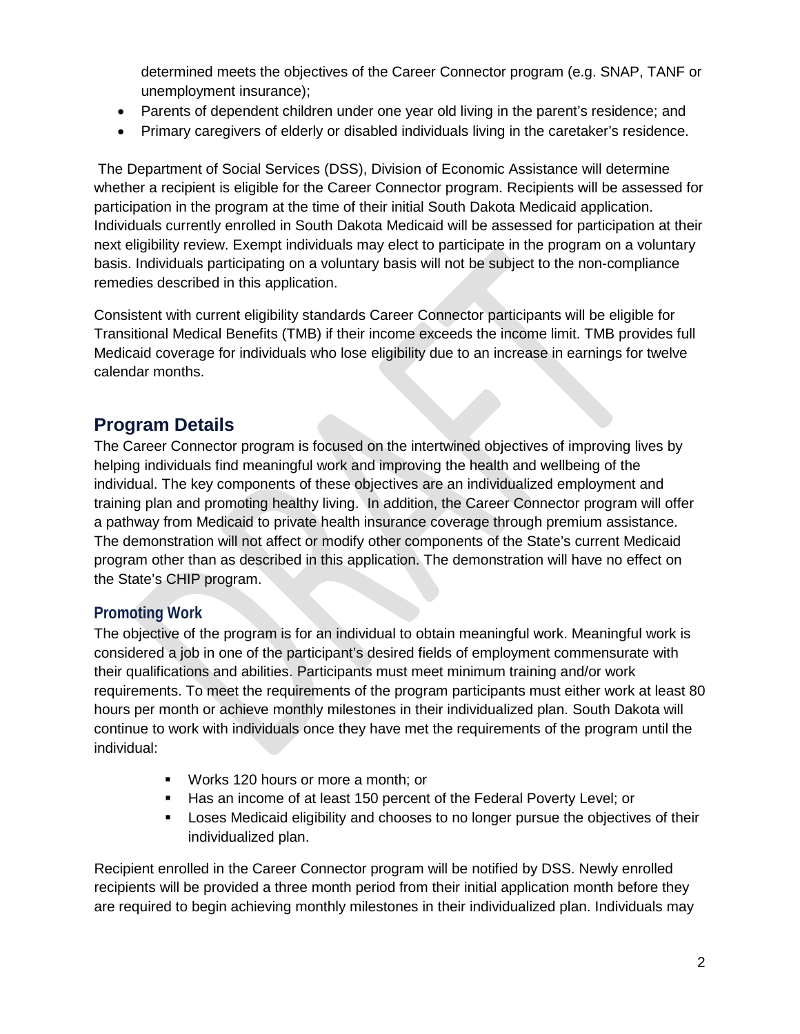determined meets the objectives of the Career Connector program (e.g. SNAP, TANF or unemployment insurance);

- Parents of dependent children under one year old living in the parent's residence; and
- Primary caregivers of elderly or disabled individuals living in the caretaker's residence.

The Department of Social Services (DSS), Division of Economic Assistance will determine whether a recipient is eligible for the Career Connector program. Recipients will be assessed for participation in the program at the time of their initial South Dakota Medicaid application. Individuals currently enrolled in South Dakota Medicaid will be assessed for participation at their next eligibility review. Exempt individuals may elect to participate in the program on a voluntary basis. Individuals participating on a voluntary basis will not be subject to the non-compliance remedies described in this application.

Consistent with current eligibility standards Career Connector participants will be eligible for Transitional Medical Benefits (TMB) if their income exceeds the income limit. TMB provides full Medicaid coverage for individuals who lose eligibility due to an increase in earnings for twelve calendar months.

## Program Details

The Career Connector program is focused on the intertwined objectives of improving lives by helping individuals find meaningful work and improving the health and wellbeing of the individual. The key components of these objectives are an individualized employment and training plan and promoting healthy living. In addition, the Career Connector program will offer a pathway from Medicaid to private health insurance coverage through premium assistance. The demonstration will not affect or modify other components of the State's current Medicaid program other than as described in this application. The demonstration will have no effect on the State's CHIP program.

### Promoting Work

The objective of the program is for an individual to obtain meaningful work. Meaningful work is considered a job in one of the participant's desired fields of employment commensurate with their qualifications and abilities. Participants must meet minimum training and/or work requirements. To meet the requirements of the program participants must either work at least 80 hours per month or achieve monthly milestones in their individualized plan. South Dakota will continue to work with individuals once they have met the requirements of the program until the individual:

- Works 120 hours or more a month; or
- Has an income of at least 150 percent of the Federal Poverty Level; or
- Loses Medicaid eligibility and chooses to no longer pursue the objectives of their individualized plan.

Recipient enrolled in the Career Connector program will be notified by DSS. Newly enrolled recipients will be provided a three month period from their initial application month before they are required to begin achieving monthly milestones in their individualized plan. Individuals may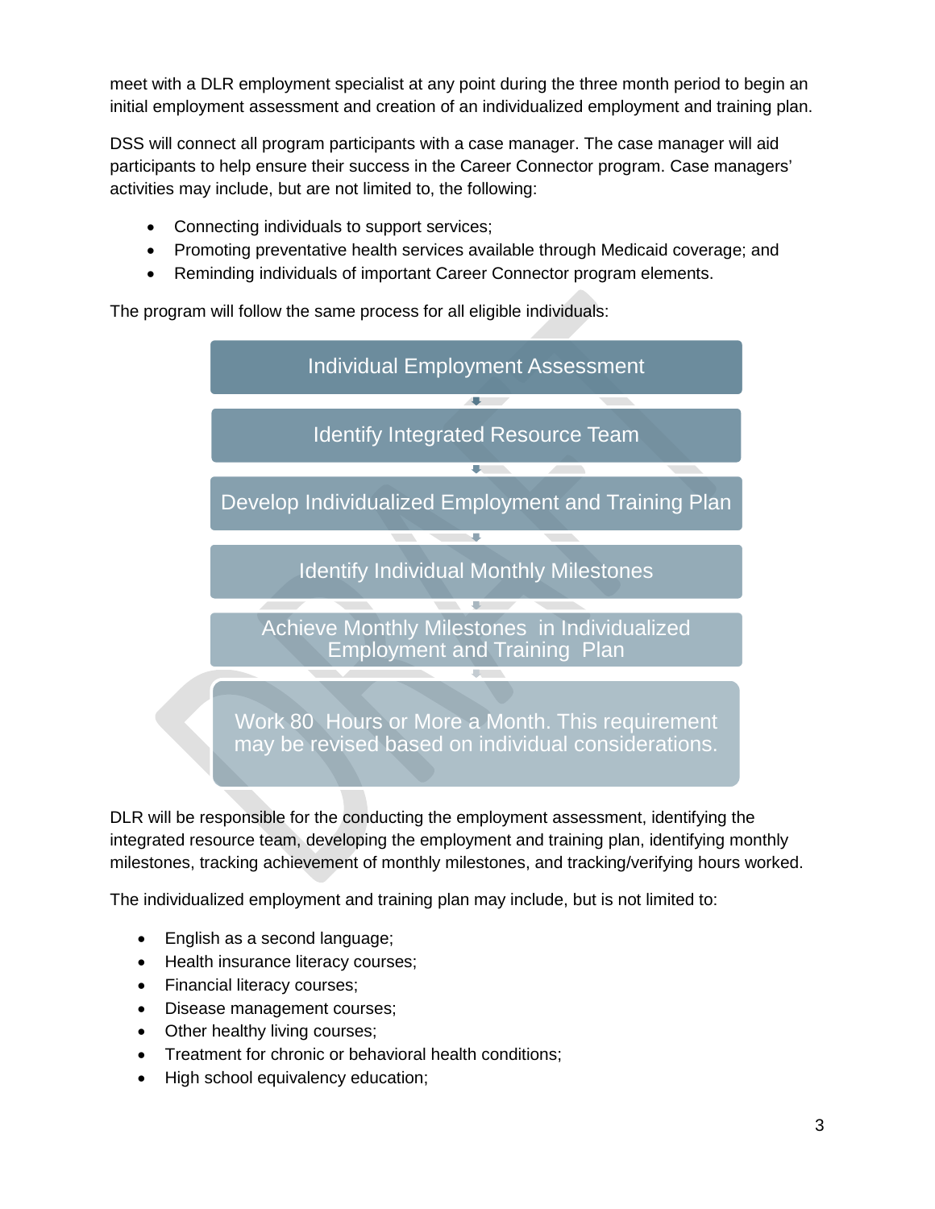meet with a DLR employment specialist at any point during the three month period to begin an initial employment assessment and creation of an individualized employment and training plan.

DSS will connect all program participants with a case manager. The case manager will aid participants to help ensure their success in the Career Connector program. Case managers' activities may include, but are not limited to, the following:

- Connecting individuals to support services;
- Promoting preventative health services available through Medicaid coverage; and
- Reminding individuals of important Career Connector program elements.

The program will follow the same process for all eligible individuals:

Individual Employment Assessment

↓

Identify Integrated Resource Team

↓

Develop Individualized Employment and Training Plan

↓

Identify Individual Monthly Milestones

↓

Achieve Monthly Milestones in Individualized Employment and Training Plan

↓

Work 80 Hours or More a Month. This requirement may be revised based on individual considerations.

DLR will be responsible for the conducting the employment assessment, identifying the integrated resource team, developing the employment and training plan, identifying monthly milestones, tracking achievement of monthly milestones, and tracking/verifying hours worked.

The individualized employment and training plan may include, but is not limited to:

- English as a second language;
- Health insurance literacy courses;
- Financial literacy courses;
- Disease management courses;
- Other healthy living courses;
- Treatment for chronic or behavioral health conditions;
- High school equivalency education;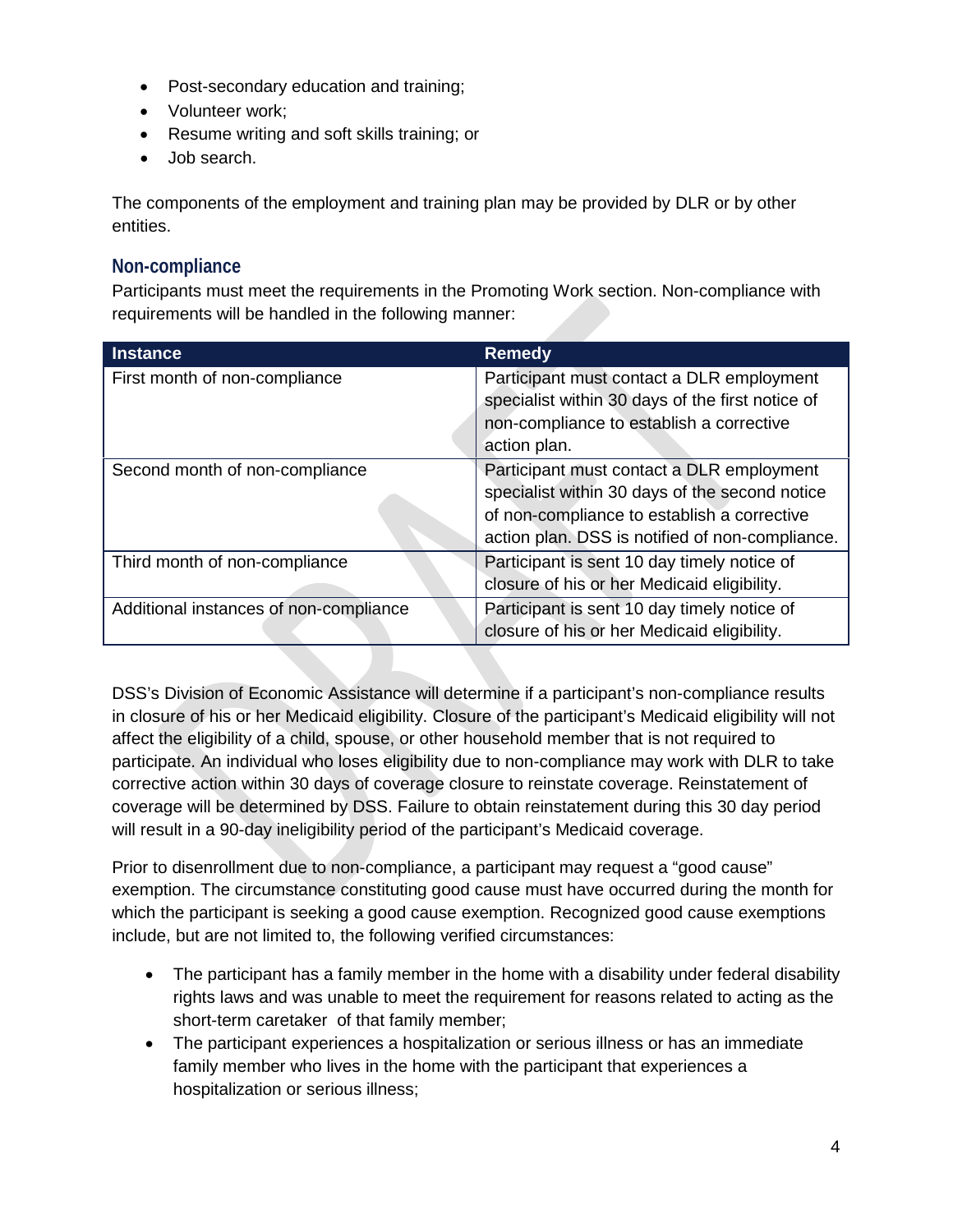- Post-secondary education and training;
- Volunteer work;
- Resume writing and soft skills training; or
- Job search.

The components of the employment and training plan may be provided by DLR or by other entities.

### Non-compliance

Participants must meet the requirements in the Promoting Work section. Non-compliance with requirements will be handled in the following manner:

| Instance | Remedy |
|---|---|
| First month of non-compliance | Participant must contact a DLR employment specialist within 30 days of the first notice of non-compliance to establish a corrective action plan. |
| Second month of non-compliance | Participant must contact a DLR employment specialist within 30 days of the second notice of non-compliance to establish a corrective action plan. DSS is notified of non-compliance. |
| Third month of non-compliance | Participant is sent 10 day timely notice of closure of his or her Medicaid eligibility. |
| Additional instances of non-compliance | Participant is sent 10 day timely notice of closure of his or her Medicaid eligibility. |

DSS's Division of Economic Assistance will determine if a participant's non-compliance results in closure of his or her Medicaid eligibility. Closure of the participant's Medicaid eligibility will not affect the eligibility of a child, spouse, or other household member that is not required to participate. An individual who loses eligibility due to non-compliance may work with DLR to take corrective action within 30 days of coverage closure to reinstate coverage. Reinstatement of coverage will be determined by DSS. Failure to obtain reinstatement during this 30 day period will result in a 90-day ineligibility period of the participant's Medicaid coverage.

Prior to disenrollment due to non-compliance, a participant may request a "good cause" exemption. The circumstance constituting good cause must have occurred during the month for which the participant is seeking a good cause exemption. Recognized good cause exemptions include, but are not limited to, the following verified circumstances:

- The participant has a family member in the home with a disability under federal disability rights laws and was unable to meet the requirement for reasons related to acting as the short-term caretaker of that family member;
- The participant experiences a hospitalization or serious illness or has an immediate family member who lives in the home with the participant that experiences a hospitalization or serious illness;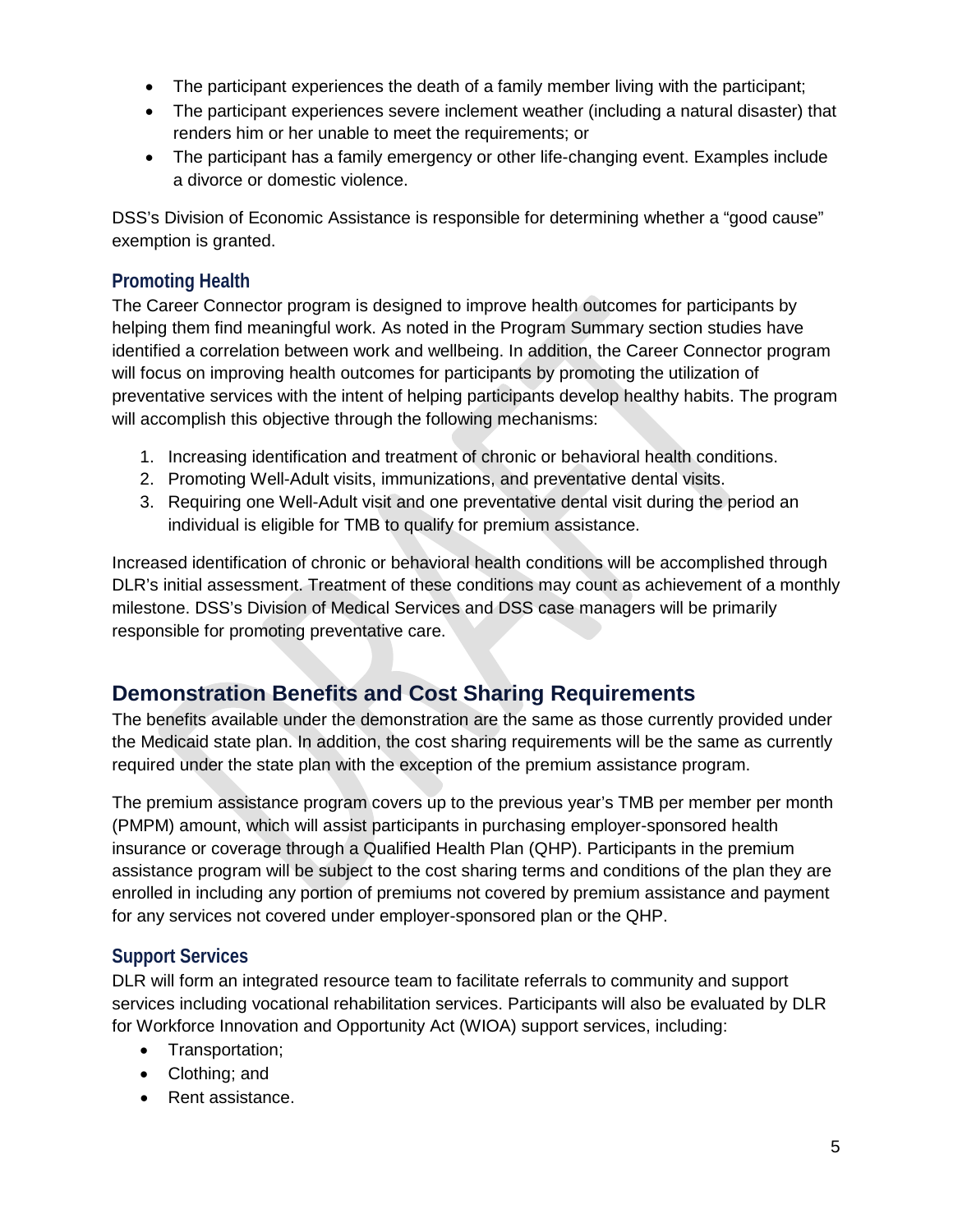- The participant experiences the death of a family member living with the participant;
- The participant experiences severe inclement weather (including a natural disaster) that renders him or her unable to meet the requirements; or
- The participant has a family emergency or other life-changing event. Examples include a divorce or domestic violence.

DSS's Division of Economic Assistance is responsible for determining whether a "good cause" exemption is granted.

### Promoting Health

The Career Connector program is designed to improve health outcomes for participants by helping them find meaningful work. As noted in the Program Summary section studies have identified a correlation between work and wellbeing. In addition, the Career Connector program will focus on improving health outcomes for participants by promoting the utilization of preventative services with the intent of helping participants develop healthy habits. The program will accomplish this objective through the following mechanisms:

1. Increasing identification and treatment of chronic or behavioral health conditions.
2. Promoting Well-Adult visits, immunizations, and preventative dental visits.
3. Requiring one Well-Adult visit and one preventative dental visit during the period an individual is eligible for TMB to qualify for premium assistance.

Increased identification of chronic or behavioral health conditions will be accomplished through DLR's initial assessment. Treatment of these conditions may count as achievement of a monthly milestone. DSS's Division of Medical Services and DSS case managers will be primarily responsible for promoting preventative care.

## Demonstration Benefits and Cost Sharing Requirements

The benefits available under the demonstration are the same as those currently provided under the Medicaid state plan. In addition, the cost sharing requirements will be the same as currently required under the state plan with the exception of the premium assistance program.

The premium assistance program covers up to the previous year's TMB per member per month (PMPM) amount, which will assist participants in purchasing employer-sponsored health insurance or coverage through a Qualified Health Plan (QHP). Participants in the premium assistance program will be subject to the cost sharing terms and conditions of the plan they are enrolled in including any portion of premiums not covered by premium assistance and payment for any services not covered under employer-sponsored plan or the QHP.

### Support Services

DLR will form an integrated resource team to facilitate referrals to community and support services including vocational rehabilitation services. Participants will also be evaluated by DLR for Workforce Innovation and Opportunity Act (WIOA) support services, including:

- Transportation;
- Clothing; and
- Rent assistance.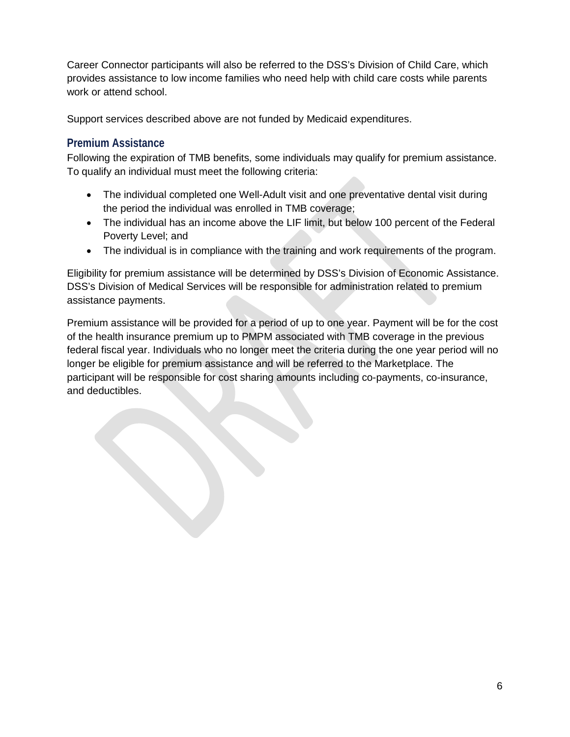Career Connector participants will also be referred to the DSS's Division of Child Care, which provides assistance to low income families who need help with child care costs while parents work or attend school.

Support services described above are not funded by Medicaid expenditures.

## Premium Assistance

Following the expiration of TMB benefits, some individuals may qualify for premium assistance. To qualify an individual must meet the following criteria:

- The individual completed one Well-Adult visit and one preventative dental visit during the period the individual was enrolled in TMB coverage;
- The individual has an income above the LIF limit, but below 100 percent of the Federal Poverty Level; and
- The individual is in compliance with the training and work requirements of the program.

Eligibility for premium assistance will be determined by DSS's Division of Economic Assistance. DSS's Division of Medical Services will be responsible for administration related to premium assistance payments.

Premium assistance will be provided for a period of up to one year. Payment will be for the cost of the health insurance premium up to PMPM associated with TMB coverage in the previous federal fiscal year. Individuals who no longer meet the criteria during the one year period will no longer be eligible for premium assistance and will be referred to the Marketplace. The participant will be responsible for cost sharing amounts including co-payments, co-insurance, and deductibles.